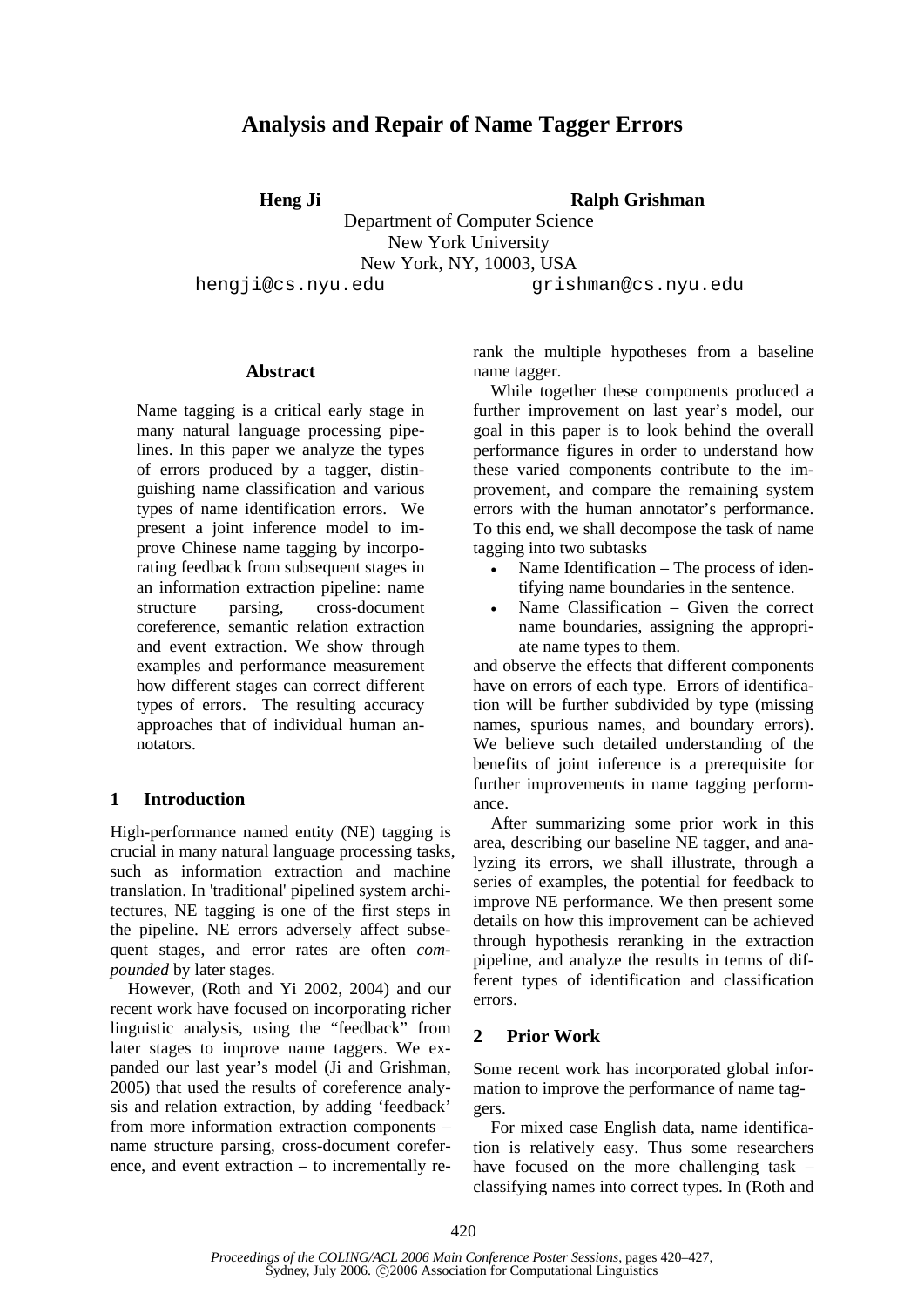# Analysis and Repair of Name Tagger Errors

**Heng Ji** **Ralph Grishman**

Department of Computer Science
New York University
New York, NY, 10003, USA
hengji@cs.nyu.edu grishman@cs.nyu.edu

## Abstract

Name tagging is a critical early stage in many natural language processing pipelines. In this paper we analyze the types of errors produced by a tagger, distinguishing name classification and various types of name identification errors. We present a joint inference model to improve Chinese name tagging by incorporating feedback from subsequent stages in an information extraction pipeline: name structure parsing, cross-document coreference, semantic relation extraction and event extraction. We show through examples and performance measurement how different stages can correct different types of errors. The resulting accuracy approaches that of individual human annotators.

## 1 Introduction

High-performance named entity (NE) tagging is crucial in many natural language processing tasks, such as information extraction and machine translation. In 'traditional' pipelined system architectures, NE tagging is one of the first steps in the pipeline. NE errors adversely affect subsequent stages, and error rates are often *compounded* by later stages.

However, (Roth and Yi 2002, 2004) and our recent work have focused on incorporating richer linguistic analysis, using the "feedback" from later stages to improve name taggers. We expanded our last year's model (Ji and Grishman, 2005) that used the results of coreference analysis and relation extraction, by adding 'feedback' from more information extraction components – name structure parsing, cross-document coreference, and event extraction – to incrementally rerank the multiple hypotheses from a baseline name tagger.

While together these components produced a further improvement on last year's model, our goal in this paper is to look behind the overall performance figures in order to understand how these varied components contribute to the improvement, and compare the remaining system errors with the human annotator's performance. To this end, we shall decompose the task of name tagging into two subtasks

- Name Identification – The process of identifying name boundaries in the sentence.
- Name Classification – Given the correct name boundaries, assigning the appropriate name types to them.

and observe the effects that different components have on errors of each type. Errors of identification will be further subdivided by type (missing names, spurious names, and boundary errors). We believe such detailed understanding of the benefits of joint inference is a prerequisite for further improvements in name tagging performance.

After summarizing some prior work in this area, describing our baseline NE tagger, and analyzing its errors, we shall illustrate, through a series of examples, the potential for feedback to improve NE performance. We then present some details on how this improvement can be achieved through hypothesis reranking in the extraction pipeline, and analyze the results in terms of different types of identification and classification errors.

## 2 Prior Work

Some recent work has incorporated global information to improve the performance of name taggers.

For mixed case English data, name identification is relatively easy. Thus some researchers have focused on the more challenging task – classifying names into correct types. In (Roth and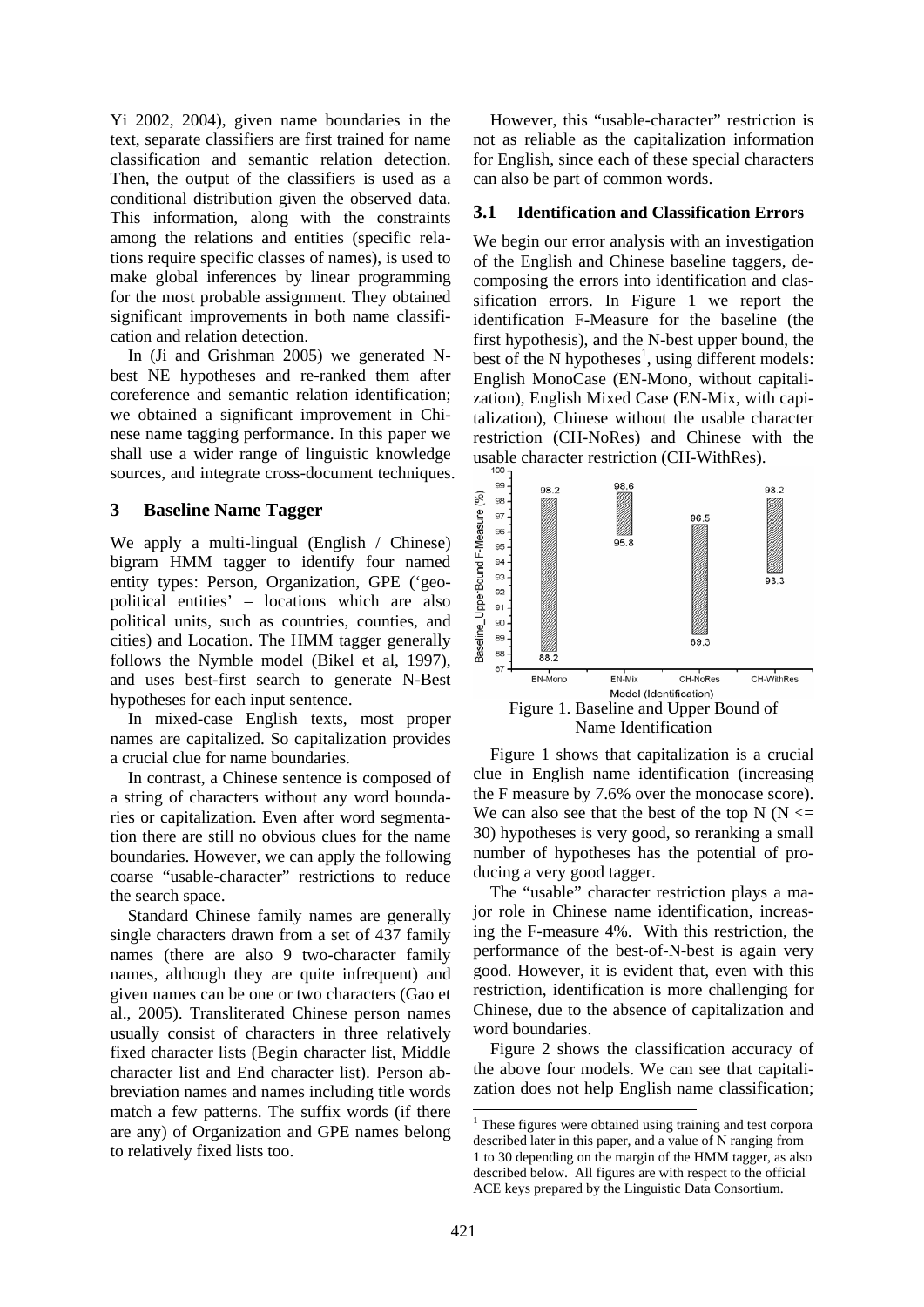Yi 2002, 2004), given name boundaries in the text, separate classifiers are first trained for name classification and semantic relation detection. Then, the output of the classifiers is used as a conditional distribution given the observed data. This information, along with the constraints among the relations and entities (specific relations require specific classes of names), is used to make global inferences by linear programming for the most probable assignment. They obtained significant improvements in both name classification and relation detection.

In (Ji and Grishman 2005) we generated N-best NE hypotheses and re-ranked them after coreference and semantic relation identification; we obtained a significant improvement in Chinese name tagging performance. In this paper we shall use a wider range of linguistic knowledge sources, and integrate cross-document techniques.

## 3 Baseline Name Tagger

We apply a multi-lingual (English / Chinese) bigram HMM tagger to identify four named entity types: Person, Organization, GPE ('geo-political entities' – locations which are also political units, such as countries, counties, and cities) and Location. The HMM tagger generally follows the Nymble model (Bikel et al, 1997), and uses best-first search to generate N-Best hypotheses for each input sentence.

In mixed-case English texts, most proper names are capitalized. So capitalization provides a crucial clue for name boundaries.

In contrast, a Chinese sentence is composed of a string of characters without any word boundaries or capitalization. Even after word segmentation there are still no obvious clues for the name boundaries. However, we can apply the following coarse "usable-character" restrictions to reduce the search space.

Standard Chinese family names are generally single characters drawn from a set of 437 family names (there are also 9 two-character family names, although they are quite infrequent) and given names can be one or two characters (Gao et al., 2005). Transliterated Chinese person names usually consist of characters in three relatively fixed character lists (Begin character list, Middle character list and End character list). Person abbreviation names and names including title words match a few patterns. The suffix words (if there are any) of Organization and GPE names belong to relatively fixed lists too.

However, this "usable-character" restriction is not as reliable as the capitalization information for English, since each of these special characters can also be part of common words.

### 3.1 Identification and Classification Errors

We begin our error analysis with an investigation of the English and Chinese baseline taggers, decomposing the errors into identification and classification errors. In Figure 1 we report the identification F-Measure for the baseline (the first hypothesis), and the N-best upper bound, the best of the N hypotheses[1], using different models: English MonoCase (EN-Mono, without capitalization), English Mixed Case (EN-Mix, with capitalization), Chinese without the usable character restriction (CH-NoRes) and Chinese with the usable character restriction (CH-WithRes).

| Model (Identification) | Baseline | Upper Bound |
|---|---|---|
| EN-Mono | 88.2 | 98.2 |
| EN-Mix | 95.8 | 98.6 |
| CH-NoRes | 89.3 | 96.5 |
| CH-WithRes | 93.3 | 98.2 |

Figure 1. Baseline and Upper Bound of Name Identification

Figure 1 shows that capitalization is a crucial clue in English name identification (increasing the F measure by 7.6% over the monocase score). We can also see that the best of the top N (N <= 30) hypotheses is very good, so reranking a small number of hypotheses has the potential of producing a very good tagger.

The "usable" character restriction plays a major role in Chinese name identification, increasing the F-measure 4%. With this restriction, the performance of the best-of-N-best is again very good. However, it is evident that, even with this restriction, identification is more challenging for Chinese, due to the absence of capitalization and word boundaries.

Figure 2 shows the classification accuracy of the above four models. We can see that capitalization does not help English name classification;

[1] These figures were obtained using training and test corpora described later in this paper, and a value of N ranging from 1 to 30 depending on the margin of the HMM tagger, as also described below. All figures are with respect to the official ACE keys prepared by the Linguistic Data Consortium.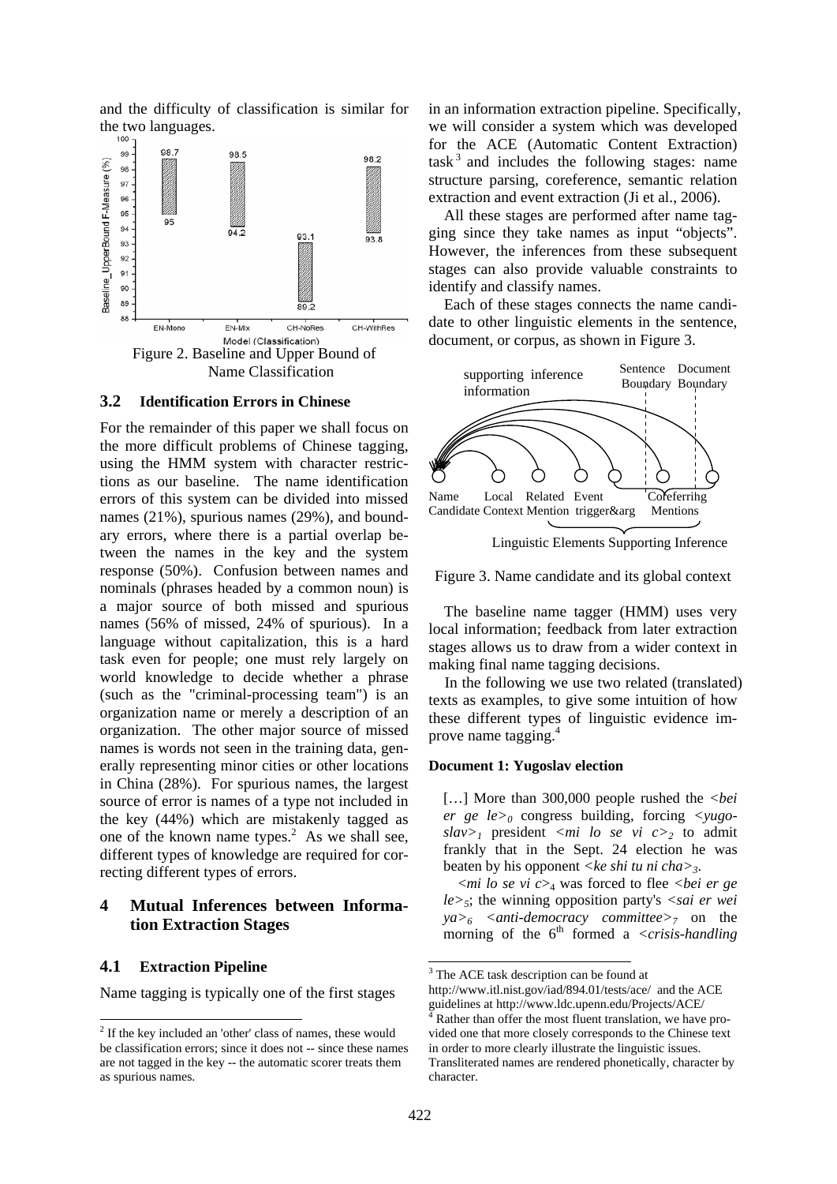and the difficulty of classification is similar for the two languages.

Figure 2. Baseline and Upper Bound of Name Classification

### 3.2 Identification Errors in Chinese

For the remainder of this paper we shall focus on the more difficult problems of Chinese tagging, using the HMM system with character restrictions as our baseline. The name identification errors of this system can be divided into missed names (21%), spurious names (29%), and boundary errors, where there is a partial overlap between the names in the key and the system response (50%). Confusion between names and nominals (phrases headed by a common noun) is a major source of both missed and spurious names (56% of missed, 24% of spurious). In a language without capitalization, this is a hard task even for people; one must rely largely on world knowledge to decide whether a phrase (such as the "criminal-processing team") is an organization name or merely a description of an organization. The other major source of missed names is words not seen in the training data, generally representing minor cities or other locations in China (28%). For spurious names, the largest source of error is names of a type not included in the key (44%) which are mistakenly tagged as one of the known name types.[2] As we shall see, different types of knowledge are required for correcting different types of errors.

## 4 Mutual Inferences between Information Extraction Stages

### 4.1 Extraction Pipeline

Name tagging is typically one of the first stages in an information extraction pipeline. Specifically, we will consider a system which was developed for the ACE (Automatic Content Extraction) task[3] and includes the following stages: name structure parsing, coreference, semantic relation extraction and event extraction (Ji et al., 2006).

All these stages are performed after name tagging since they take names as input "objects". However, the inferences from these subsequent stages can also provide valuable constraints to identify and classify names.

Each of these stages connects the name candidate to other linguistic elements in the sentence, document, or corpus, as shown in Figure 3.

Figure 3. Name candidate and its global context

The baseline name tagger (HMM) uses very local information; feedback from later extraction stages allows us to draw from a wider context in making final name tagging decisions.

In the following we use two related (translated) texts as examples, to give some intuition of how these different types of linguistic evidence improve name tagging.[4]

**Document 1: Yugoslav election**

[…] More than 300,000 people rushed the *<bei er ge le>$_0$* congress building, forcing *<yugoslav>$_1$* president *<mi lo se vi c>$_2$* to admit frankly that in the Sept. 24 election he was beaten by his opponent *<ke shi tu ni cha>$_3$*.

*<mi lo se vi c>$_4$* was forced to flee *<bei er ge le>$_5$*; the winning opposition party's *<sai er wei ya>$_6$ <anti-democracy committee>$_7$* on the morning of the 6th formed a *<crisis-handling*

[2] If the key included an 'other' class of names, these would be classification errors; since it does not -- since these names are not tagged in the key -- the automatic scorer treats them as spurious names.

[3] The ACE task description can be found at http://www.itl.nist.gov/iad/894.01/tests/ace/ and the ACE guidelines at http://www.ldc.upenn.edu/Projects/ACE/

[4] Rather than offer the most fluent translation, we have provided one that more closely corresponds to the Chinese text in order to more clearly illustrate the linguistic issues. Transliterated names are rendered phonetically, character by character.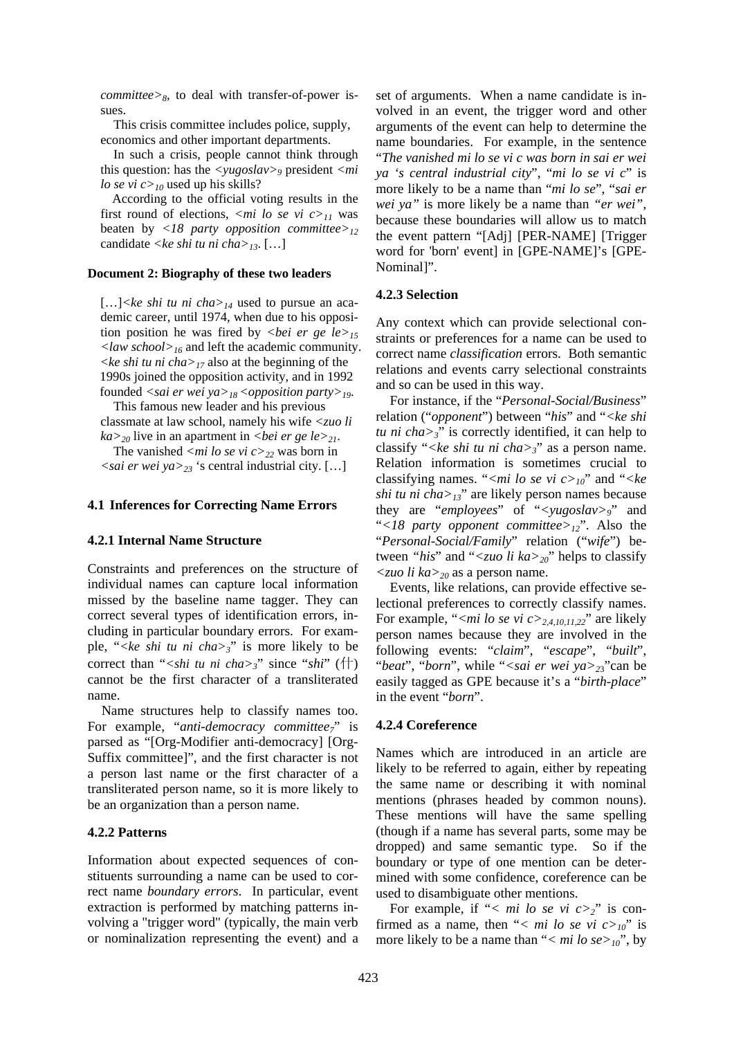*committee>*$_8$, to deal with transfer-of-power issues.

This crisis committee includes police, supply, economics and other important departments.

In such a crisis, people cannot think through this question: has the *<yugoslav>*$_9$ president *<mi lo se vi c>*$_{10}$ used up his skills?

According to the official voting results in the first round of elections, *<mi lo se vi c>*$_{11}$ was beaten by *<18 party opposition committee>*$_{12}$ candidate *<ke shi tu ni cha>*$_{13}$. […]

**Document 2: Biography of these two leaders**

[…]*<ke shi tu ni cha>*$_{14}$ used to pursue an academic career, until 1974, when due to his opposition position he was fired by *<bei er ge le>*$_{15}$ *<law school>*$_{16}$ and left the academic community. *<ke shi tu ni cha>*$_{17}$ also at the beginning of the 1990s joined the opposition activity, and in 1992 founded *<sai er wei ya>*$_{18}$ *<opposition party>*$_{19}$.

This famous new leader and his previous classmate at law school, namely his wife *<zuo li ka>*$_{20}$ live in an apartment in *<bei er ge le>*$_{21}$.

The vanished *<mi lo se vi c>*$_{22}$ was born in *<sai er wei ya>*$_{23}$ 's central industrial city. […]

## 4.1 Inferences for Correcting Name Errors

### 4.2.1 Internal Name Structure

Constraints and preferences on the structure of individual names can capture local information missed by the baseline name tagger. They can correct several types of identification errors, including in particular boundary errors. For example, "*<ke shi tu ni cha>*$_3$" is more likely to be correct than "*<shi tu ni cha>*$_3$" since "*shi*" (什) cannot be the first character of a transliterated name.

Name structures help to classify names too. For example, "*anti-democracy committee*$_7$" is parsed as "[Org-Modifier anti-democracy] [Org-Suffix committee]", and the first character is not a person last name or the first character of a transliterated person name, so it is more likely to be an organization than a person name.

### 4.2.2 Patterns

Information about expected sequences of constituents surrounding a name can be used to correct name *boundary errors*. In particular, event extraction is performed by matching patterns involving a "trigger word" (typically, the main verb or nominalization representing the event) and a set of arguments. When a name candidate is involved in an event, the trigger word and other arguments of the event can help to determine the name boundaries. For example, in the sentence "*The vanished mi lo se vi c was born in sai er wei ya 's central industrial city*", "*mi lo se vi c*" is more likely to be a name than "*mi lo se*", "*sai er wei ya"* is more likely be a name than *"er wei"*, because these boundaries will allow us to match the event pattern "[Adj] [PER-NAME] [Trigger word for 'born' event] in [GPE-NAME]'s [GPE-Nominal]".

### 4.2.3 Selection

Any context which can provide selectional constraints or preferences for a name can be used to correct name *classification* errors. Both semantic relations and events carry selectional constraints and so can be used in this way.

For instance, if the "*Personal-Social/Business*" relation ("*opponent*") between "*his*" and "*<ke shi tu ni cha>*$_3$" is correctly identified, it can help to classify "*<ke shi tu ni cha>*$_3$" as a person name. Relation information is sometimes crucial to classifying names. "*<mi lo se vi c>*$_{10}$" and "*<ke shi tu ni cha>*$_{13}$" are likely person names because they are "*employees*" of "*<yugoslav>*$_9$" and "*<18 party opponent committee>*$_{12}$". Also the "*Personal-Social/Family*" relation ("*wife*") between "*his*" and "*<zuo li ka>*$_{20}$" helps to classify *<zuo li ka>*$_{20}$ as a person name.

Events, like relations, can provide effective selectional preferences to correctly classify names. For example, "*<mi lo se vi c>*$_{2,4,10,11,22}$" are likely person names because they are involved in the following events: "*claim*", "*escape*", "*built*", "*beat*", "*born*", while "*<sai er wei ya>*$_{23}$"can be easily tagged as GPE because it's a "*birth-place*" in the event "*born*".

### 4.2.4 Coreference

Names which are introduced in an article are likely to be referred to again, either by repeating the same name or describing it with nominal mentions (phrases headed by common nouns). These mentions will have the same spelling (though if a name has several parts, some may be dropped) and same semantic type. So if the boundary or type of one mention can be determined with some confidence, coreference can be used to disambiguate other mentions.

For example, if "*< mi lo se vi c>*$_2$" is confirmed as a name, then "*< mi lo se vi c>*$_{10}$" is more likely to be a name than "*< mi lo se>*$_{10}$", by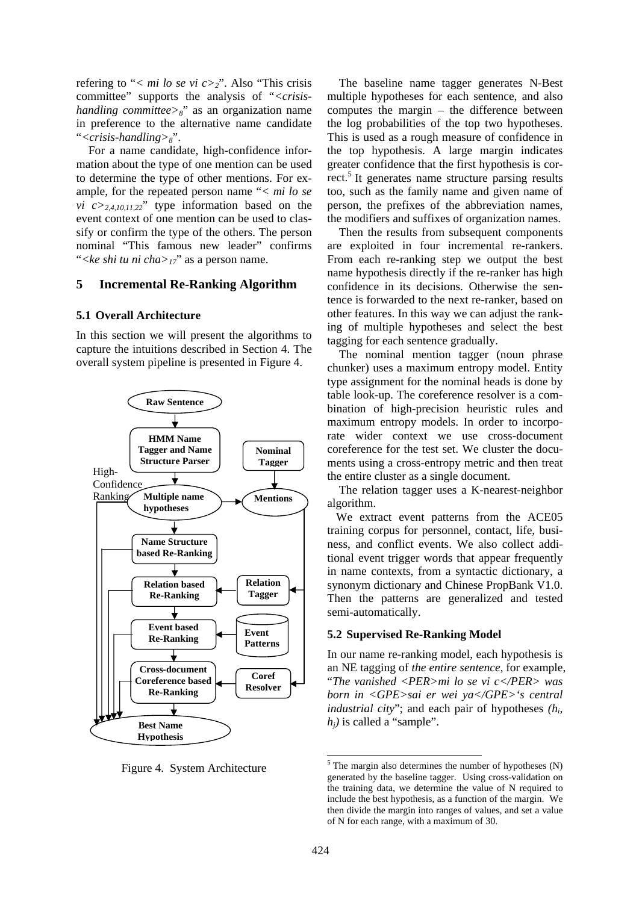refering to "< *mi lo se vi c*>$_2$". Also "This crisis committee" supports the analysis of "<*crisis-handling committee*>$_8$" as an organization name in preference to the alternative name candidate "<*crisis-handling*>$_8$".

For a name candidate, high-confidence information about the type of one mention can be used to determine the type of other mentions. For example, for the repeated person name "< *mi lo se vi c*>$_{2,4,10,11,22}$" type information based on the event context of one mention can be used to classify or confirm the type of the others. The person nominal "This famous new leader" confirms "<*ke shi tu ni cha*>$_{17}$" as a person name.

## 5 Incremental Re-Ranking Algorithm

### 5.1 Overall Architecture

In this section we will present the algorithms to capture the intuitions described in Section 4. The overall system pipeline is presented in Figure 4.

Figure 4. System Architecture

The baseline name tagger generates N-Best multiple hypotheses for each sentence, and also computes the margin – the difference between the log probabilities of the top two hypotheses. This is used as a rough measure of confidence in the top hypothesis. A large margin indicates greater confidence that the first hypothesis is correct.[5] It generates name structure parsing results too, such as the family name and given name of person, the prefixes of the abbreviation names, the modifiers and suffixes of organization names.

Then the results from subsequent components are exploited in four incremental re-rankers. From each re-ranking step we output the best name hypothesis directly if the re-ranker has high confidence in its decisions. Otherwise the sentence is forwarded to the next re-ranker, based on other features. In this way we can adjust the ranking of multiple hypotheses and select the best tagging for each sentence gradually.

The nominal mention tagger (noun phrase chunker) uses a maximum entropy model. Entity type assignment for the nominal heads is done by table look-up. The coreference resolver is a combination of high-precision heuristic rules and maximum entropy models. In order to incorporate wider context we use cross-document coreference for the test set. We cluster the documents using a cross-entropy metric and then treat the entire cluster as a single document.

The relation tagger uses a K-nearest-neighbor algorithm.

We extract event patterns from the ACE05 training corpus for personnel, contact, life, business, and conflict events. We also collect additional event trigger words that appear frequently in name contexts, from a syntactic dictionary, a synonym dictionary and Chinese PropBank V1.0. Then the patterns are generalized and tested semi-automatically.

### 5.2 Supervised Re-Ranking Model

In our name re-ranking model, each hypothesis is an NE tagging of *the entire sentence*, for example, "*The vanished <PER>mi lo se vi c</PER> was born in <GPE>sai er wei ya</GPE>'s central industrial city*"; and each pair of hypotheses *($h_i$, $h_j$)* is called a "sample".

---

[5] The margin also determines the number of hypotheses (N) generated by the baseline tagger. Using cross-validation on the training data, we determine the value of N required to include the best hypothesis, as a function of the margin. We then divide the margin into ranges of values, and set a value of N for each range, with a maximum of 30.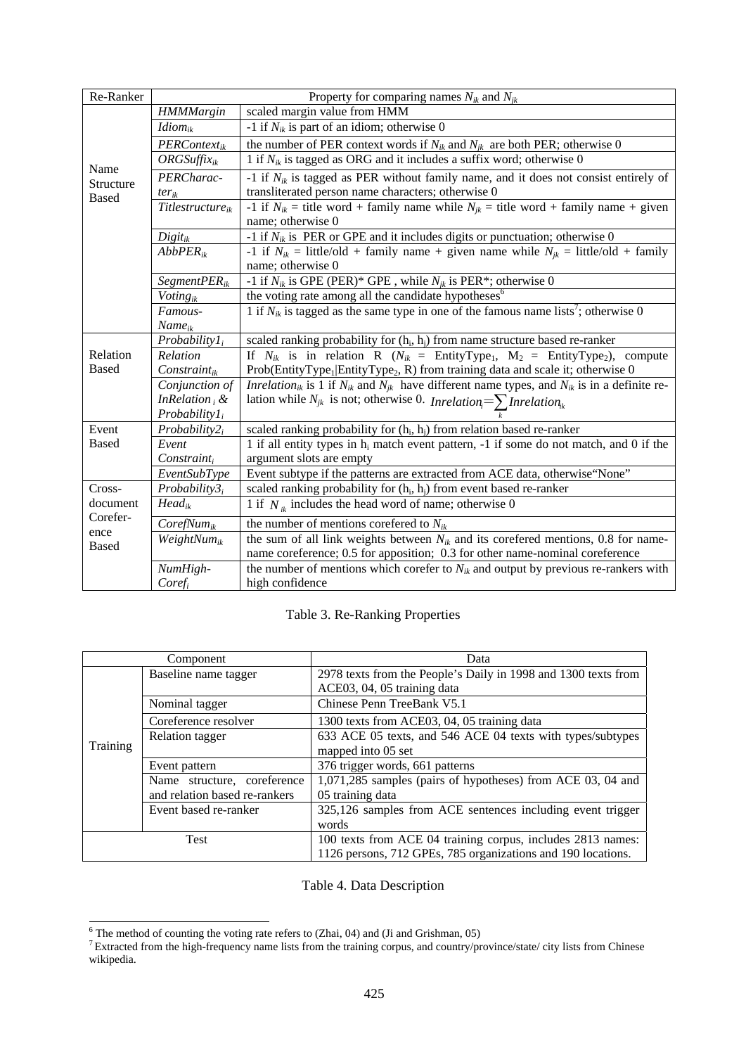| Re-Ranker | Property for comparing names $N_{ik}$ and $N_{jk}$ | |
|---|---|---|
| Name Structure Based | *HMMMargin* | scaled margin value from HMM |
| | *Idiom$_{ik}$* | -1 if $N_{ik}$ is part of an idiom; otherwise 0 |
| | *PERContext$_{ik}$* | the number of PER context words if $N_{ik}$ and $N_{jk}$ are both PER; otherwise 0 |
| | *ORGSuffix$_{ik}$* | 1 if $N_{ik}$ is tagged as ORG and it includes a suffix word; otherwise 0 |
| | *PERCharacter$_{ik}$* | -1 if $N_{ik}$ is tagged as PER without family name, and it does not consist entirely of transliterated person name characters; otherwise 0 |
| | *Titlestructure$_{ik}$* | -1 if $N_{ik}$ = title word + family name while $N_{jk}$ = title word + family name + given name; otherwise 0 |
| | *Digit$_{ik}$* | -1 if $N_{ik}$ is PER or GPE and it includes digits or punctuation; otherwise 0 |
| | *AbbPER$_{ik}$* | -1 if $N_{ik}$ = little/old + family name + given name while $N_{jk}$ = little/old + family name; otherwise 0 |
| | *SegmentPER$_{ik}$* | -1 if $N_{ik}$ is GPE (PER)* GPE , while $N_{jk}$ is PER*; otherwise 0 |
| | *Voting$_{ik}$* | the voting rate among all the candidate hypotheses[6] |
| | *FamousName$_{ik}$* | 1 if $N_{ik}$ is tagged as the same type in one of the famous name lists[7]; otherwise 0 |
| Relation Based | *Probability1$_i$* | scaled ranking probability for ($h_i$, $h_j$) from name structure based re-ranker |
| | *Relation Constraint$_{ik}$* | If $N_{ik}$ is in relation R ($N_{ik}$ = EntityType$_1$, $M_2$ = EntityType$_2$), compute Prob(EntityType$_1$\|EntityType$_2$, R) from training data and scale it; otherwise 0 |
| | *Conjunction of InRelation$_i$ & Probability1$_i$* | *Inrelation$_{ik}$* is 1 if $N_{ik}$ and $N_{jk}$ have different name types, and $N_{ik}$ is in a definite relation while $N_{jk}$ is not; otherwise 0. $Inrelation_i = \sum_k Inrelation_{ik}$ |
| Event Based | *Probability2$_i$* | scaled ranking probability for ($h_i$, $h_j$) from relation based re-ranker |
| | *Event Constraint$_i$* | 1 if all entity types in $h_i$ match event pattern, -1 if some do not match, and 0 if the argument slots are empty |
| | *EventSubType* | Event subtype if the patterns are extracted from ACE data, otherwise"None" |
| Cross-document Coreference Based | *Probability3$_i$* | scaled ranking probability for ($h_i$, $h_j$) from event based re-ranker |
| | *Head$_{ik}$* | 1 if $N_{ik}$ includes the head word of name; otherwise 0 |
| | *CorefNum$_{ik}$* | the number of mentions corefered to $N_{ik}$ |
| | *WeightNum$_{ik}$* | the sum of all link weights between $N_{ik}$ and its corefered mentions, 0.8 for name-name coreference; 0.5 for apposition; 0.3 for other name-nominal coreference |
| | *NumHighCoref$_i$* | the number of mentions which corefer to $N_{ik}$ and output by previous re-rankers with high confidence |

Table 3. Re-Ranking Properties

| Component | | Data |
|---|---|---|
| Training | Baseline name tagger | 2978 texts from the People's Daily in 1998 and 1300 texts from ACE03, 04, 05 training data |
| | Nominal tagger | Chinese Penn TreeBank V5.1 |
| | Coreference resolver | 1300 texts from ACE03, 04, 05 training data |
| | Relation tagger | 633 ACE 05 texts, and 546 ACE 04 texts with types/subtypes mapped into 05 set |
| | Event pattern | 376 trigger words, 661 patterns |
| | Name structure, coreference and relation based re-rankers | 1,071,285 samples (pairs of hypotheses) from ACE 03, 04 and 05 training data |
| | Event based re-ranker | 325,126 samples from ACE sentences including event trigger words |
| Test | | 100 texts from ACE 04 training corpus, includes 2813 names: 1126 persons, 712 GPEs, 785 organizations and 190 locations. |

Table 4. Data Description

[6] The method of counting the voting rate refers to (Zhai, 04) and (Ji and Grishman, 05)

[7] Extracted from the high-frequency name lists from the training corpus, and country/province/state/ city lists from Chinese wikipedia.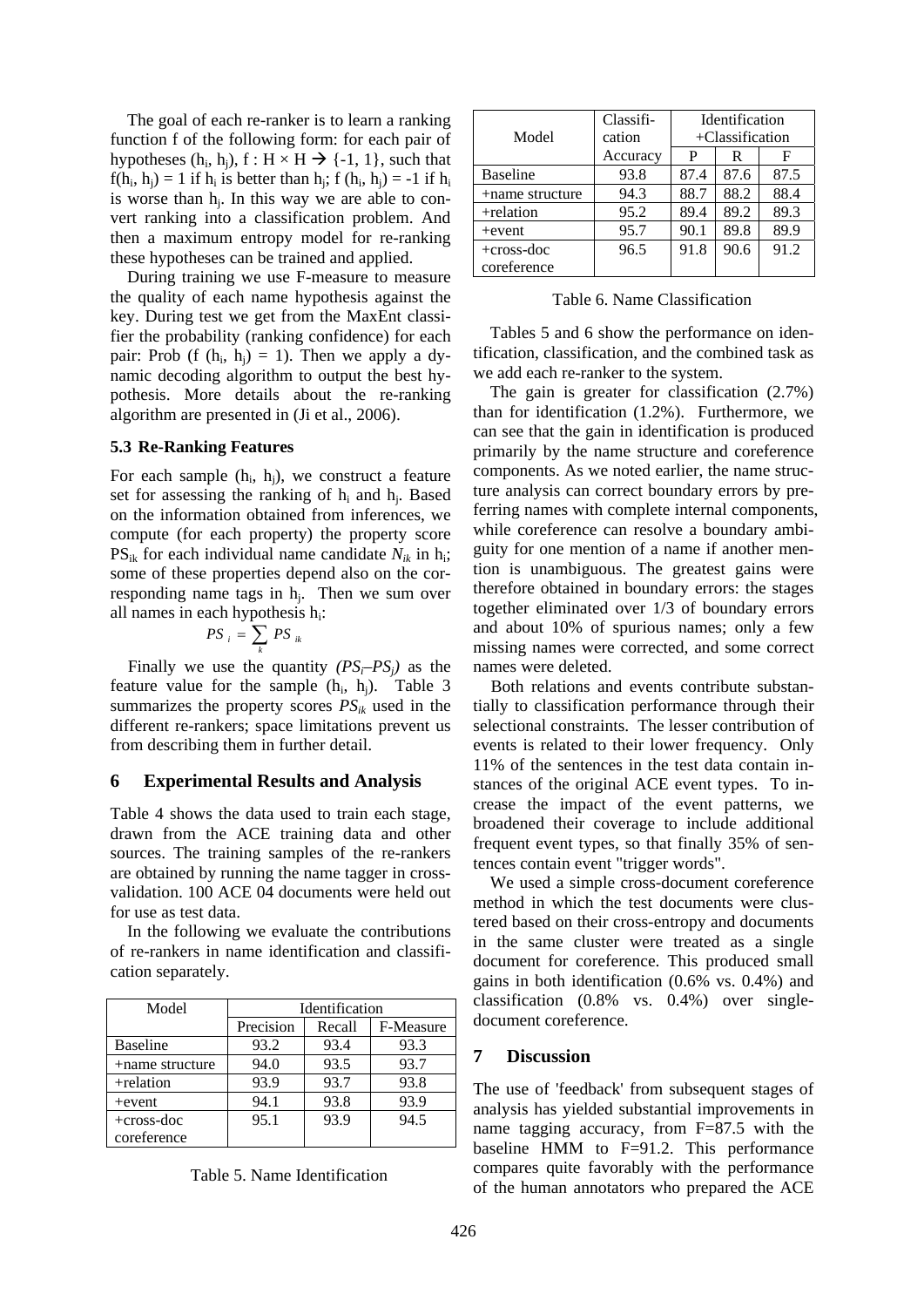The goal of each re-ranker is to learn a ranking function f of the following form: for each pair of hypotheses ($h_i$, $h_j$), f : H × H → {-1, 1}, such that f($h_i$, $h_j$) = 1 if $h_i$ is better than $h_j$; f ($h_i$, $h_j$) = -1 if $h_i$ is worse than $h_j$. In this way we are able to convert ranking into a classification problem. And then a maximum entropy model for re-ranking these hypotheses can be trained and applied.

During training we use F-measure to measure the quality of each name hypothesis against the key. During test we get from the MaxEnt classifier the probability (ranking confidence) for each pair: Prob (f ($h_i$, $h_j$) = 1). Then we apply a dynamic decoding algorithm to output the best hypothesis. More details about the re-ranking algorithm are presented in (Ji et al., 2006).

### 5.3 Re-Ranking Features

For each sample ($h_i$, $h_j$), we construct a feature set for assessing the ranking of $h_i$ and $h_j$. Based on the information obtained from inferences, we compute (for each property) the property score $PS_{ik}$ for each individual name candidate $N_{ik}$ in $h_i$; some of these properties depend also on the corresponding name tags in $h_j$. Then we sum over all names in each hypothesis $h_i$:

$$PS_i = \sum_k PS_{ik}$$

Finally we use the quantity $(PS_i–PS_j)$ as the feature value for the sample ($h_i$, $h_j$). Table 3 summarizes the property scores $PS_{ik}$ used in the different re-rankers; space limitations prevent us from describing them in further detail.

## 6 Experimental Results and Analysis

Table 4 shows the data used to train each stage, drawn from the ACE training data and other sources. The training samples of the re-rankers are obtained by running the name tagger in cross-validation. 100 ACE 04 documents were held out for use as test data.

In the following we evaluate the contributions of re-rankers in name identification and classification separately.

| Model | Identification | | |
|---|---|---|---|
| | Precision | Recall | F-Measure |
| Baseline | 93.2 | 93.4 | 93.3 |
| +name structure | 94.0 | 93.5 | 93.7 |
| +relation | 93.9 | 93.7 | 93.8 |
| +event | 94.1 | 93.8 | 93.9 |
| +cross-doc coreference | 95.1 | 93.9 | 94.5 |

Table 5. Name Identification

| Model | Classification Accuracy | Identification +Classification | | |
|---|---|---|---|---|
| | | P | R | F |
| Baseline | 93.8 | 87.4 | 87.6 | 87.5 |
| +name structure | 94.3 | 88.7 | 88.2 | 88.4 |
| +relation | 95.2 | 89.4 | 89.2 | 89.3 |
| +event | 95.7 | 90.1 | 89.8 | 89.9 |
| +cross-doc coreference | 96.5 | 91.8 | 90.6 | 91.2 |

Table 6. Name Classification

Tables 5 and 6 show the performance on identification, classification, and the combined task as we add each re-ranker to the system.

The gain is greater for classification (2.7%) than for identification (1.2%). Furthermore, we can see that the gain in identification is produced primarily by the name structure and coreference components. As we noted earlier, the name structure analysis can correct boundary errors by preferring names with complete internal components, while coreference can resolve a boundary ambiguity for one mention of a name if another mention is unambiguous. The greatest gains were therefore obtained in boundary errors: the stages together eliminated over 1/3 of boundary errors and about 10% of spurious names; only a few missing names were corrected, and some correct names were deleted.

Both relations and events contribute substantially to classification performance through their selectional constraints. The lesser contribution of events is related to their lower frequency. Only 11% of the sentences in the test data contain instances of the original ACE event types. To increase the impact of the event patterns, we broadened their coverage to include additional frequent event types, so that finally 35% of sentences contain event "trigger words".

We used a simple cross-document coreference method in which the test documents were clustered based on their cross-entropy and documents in the same cluster were treated as a single document for coreference. This produced small gains in both identification (0.6% vs. 0.4%) and classification (0.8% vs. 0.4%) over single-document coreference.

## 7 Discussion

The use of 'feedback' from subsequent stages of analysis has yielded substantial improvements in name tagging accuracy, from F=87.5 with the baseline HMM to F=91.2. This performance compares quite favorably with the performance of the human annotators who prepared the ACE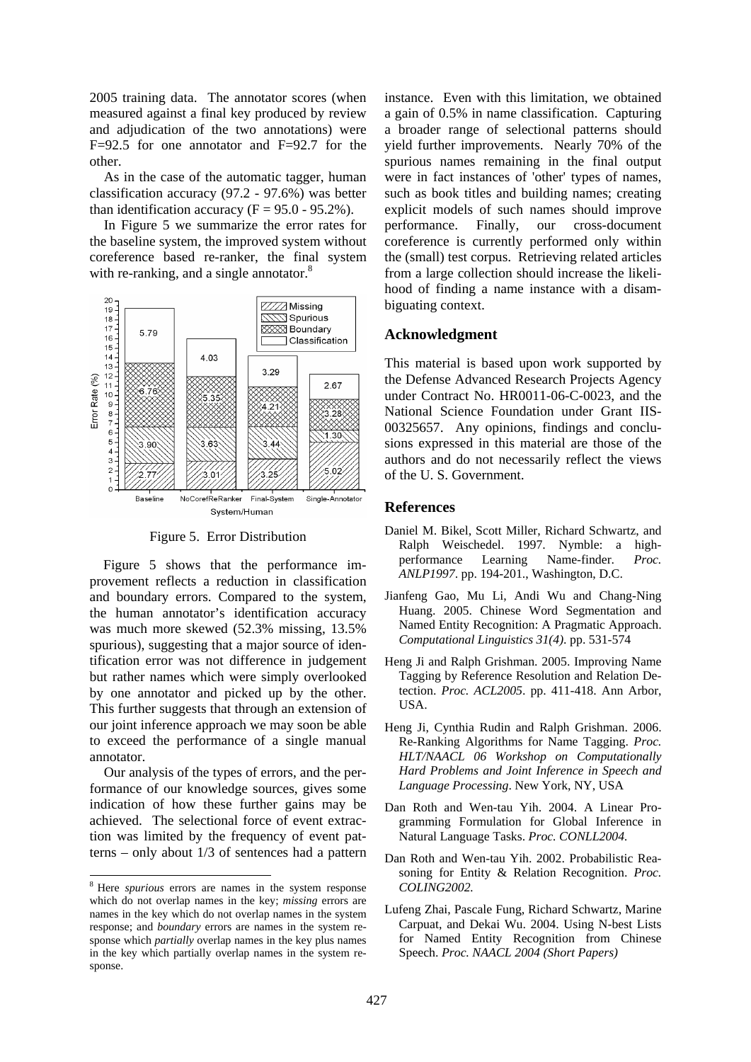2005 training data. The annotator scores (when measured against a final key produced by review and adjudication of the two annotations) were F=92.5 for one annotator and F=92.7 for the other.

As in the case of the automatic tagger, human classification accuracy (97.2 - 97.6%) was better than identification accuracy (F = 95.0 - 95.2%).

In Figure 5 we summarize the error rates for the baseline system, the improved system without coreference based re-ranker, the final system with re-ranking, and a single annotator.[8]

Error Rate (%)
0 1 2 3 4 5 6 7 8 9 10 11 12 13 14 15 16 17 18 19 20
Missing
Spurious
Boundary
Classification
Baseline: 5.79, 6.76, 3.90, 2.77
NoCorefReRanker: 4.03, 5.35, 3.63, 3.01
Final-System: 3.29, 4.21, 3.44, 3.25
Single-Annotator: 2.67, 3.28, 1.30, 5.02
System/Human

Figure 5. Error Distribution

Figure 5 shows that the performance improvement reflects a reduction in classification and boundary errors. Compared to the system, the human annotator's identification accuracy was much more skewed (52.3% missing, 13.5% spurious), suggesting that a major source of identification error was not difference in judgement but rather names which were simply overlooked by one annotator and picked up by the other. This further suggests that through an extension of our joint inference approach we may soon be able to exceed the performance of a single manual annotator.

Our analysis of the types of errors, and the performance of our knowledge sources, gives some indication of how these further gains may be achieved. The selectional force of event extraction was limited by the frequency of event patterns – only about 1/3 of sentences had a pattern instance. Even with this limitation, we obtained a gain of 0.5% in name classification. Capturing a broader range of selectional patterns should yield further improvements. Nearly 70% of the spurious names remaining in the final output were in fact instances of 'other' types of names, such as book titles and building names; creating explicit models of such names should improve performance. Finally, our cross-document coreference is currently performed only within the (small) test corpus. Retrieving related articles from a large collection should increase the likelihood of finding a name instance with a disambiguating context.

[8] Here *spurious* errors are names in the system response which do not overlap names in the key; *missing* errors are names in the key which do not overlap names in the system response; and *boundary* errors are names in the system response which *partially* overlap names in the key plus names in the key which partially overlap names in the system response.

## Acknowledgment

This material is based upon work supported by the Defense Advanced Research Projects Agency under Contract No. HR0011-06-C-0023, and the National Science Foundation under Grant IIS-00325657. Any opinions, findings and conclusions expressed in this material are those of the authors and do not necessarily reflect the views of the U. S. Government.

## References

Daniel M. Bikel, Scott Miller, Richard Schwartz, and Ralph Weischedel. 1997. Nymble: a high-performance Learning Name-finder. *Proc. ANLP1997*. pp. 194-201., Washington, D.C.

Jianfeng Gao, Mu Li, Andi Wu and Chang-Ning Huang. 2005. Chinese Word Segmentation and Named Entity Recognition: A Pragmatic Approach. *Computational Linguistics 31(4)*. pp. 531-574

Heng Ji and Ralph Grishman. 2005. Improving Name Tagging by Reference Resolution and Relation Detection. *Proc. ACL2005*. pp. 411-418. Ann Arbor, USA.

Heng Ji, Cynthia Rudin and Ralph Grishman. 2006. Re-Ranking Algorithms for Name Tagging. *Proc. HLT/NAACL 06 Workshop on Computationally Hard Problems and Joint Inference in Speech and Language Processing*. New York, NY, USA

Dan Roth and Wen-tau Yih. 2004. A Linear Programming Formulation for Global Inference in Natural Language Tasks. *Proc. CONLL2004.*

Dan Roth and Wen-tau Yih. 2002. Probabilistic Reasoning for Entity & Relation Recognition. *Proc. COLING2002.*

Lufeng Zhai, Pascale Fung, Richard Schwartz, Marine Carpuat, and Dekai Wu. 2004. Using N-best Lists for Named Entity Recognition from Chinese Speech. *Proc. NAACL 2004 (Short Papers)*